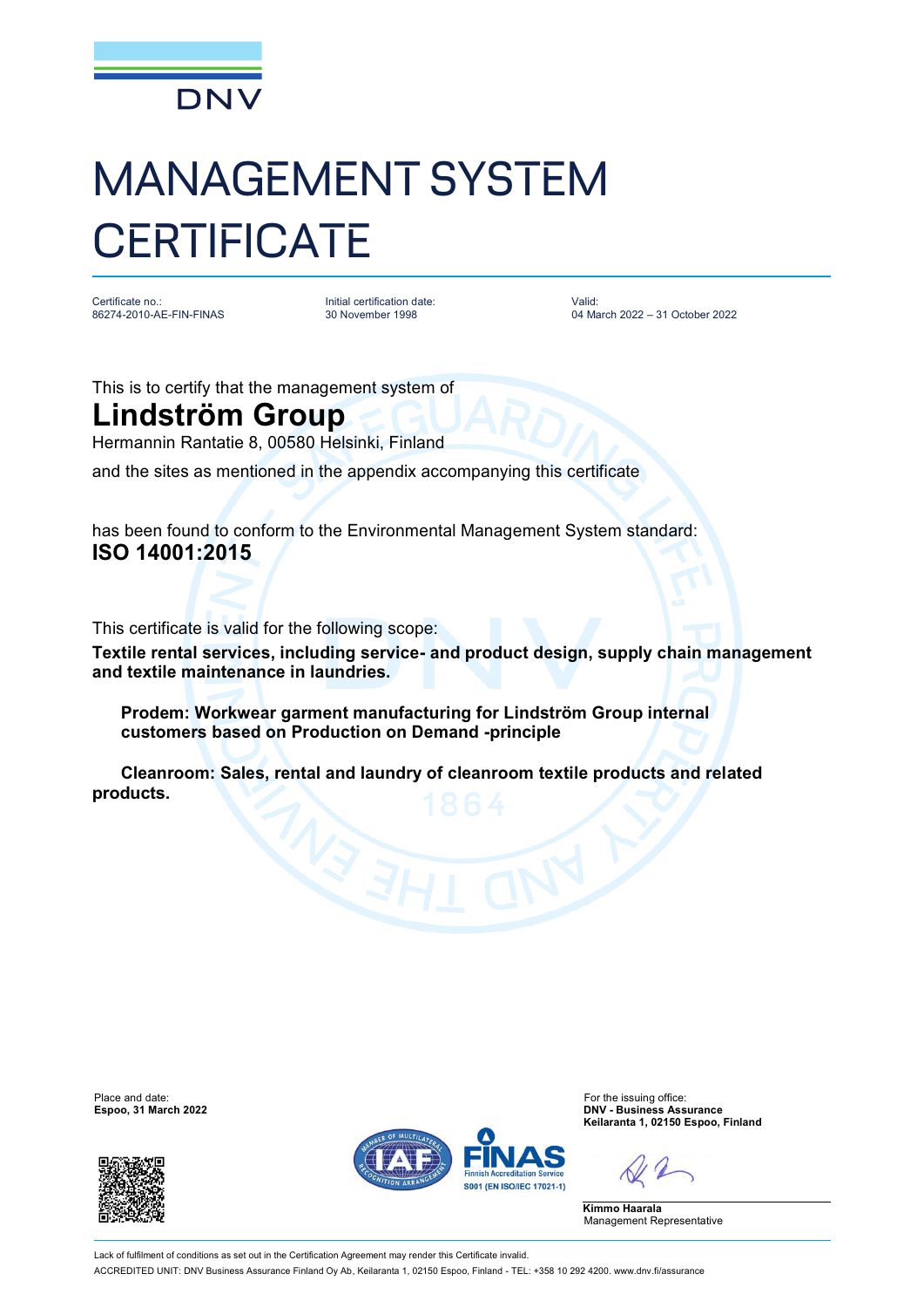DNV

# MANAGEMENT SYSTEM CERTIFICATE

| Certificate no.: | Initial certification date: | Valid: |
| --- | --- | --- |
| 86274-2010-AE-FIN-FINAS | 30 November 1998 | 04 March 2022 – 31 October 2022 |

This is to certify that the management system of

## Lindström Group

Hermannin Rantatie 8, 00580 Helsinki, Finland

and the sites as mentioned in the appendix accompanying this certificate

has been found to conform to the Environmental Management System standard:

**ISO 14001:2015**

This certificate is valid for the following scope:

**Textile rental services, including service- and product design, supply chain management and textile maintenance in laundries.**

**Prodem: Workwear garment manufacturing for Lindström Group internal customers based on Production on Demand -principle**

**Cleanroom: Sales, rental and laundry of cleanroom textile products and related products.**

Place and date:
**Espoo, 31 March 2022**

For the issuing office:
**DNV - Business Assurance**
**Keilaranta 1, 02150 Espoo, Finland**

**Kimmo Haarala**
Management Representative

FINAS
Finnish Accreditation Service
S001 (EN ISO/IEC 17021-1)

Lack of fulfilment of conditions as set out in the Certification Agreement may render this Certificate invalid.

ACCREDITED UNIT: DNV Business Assurance Finland Oy Ab, Keilaranta 1, 02150 Espoo, Finland - TEL: +358 10 292 4200. www.dnv.fi/assurance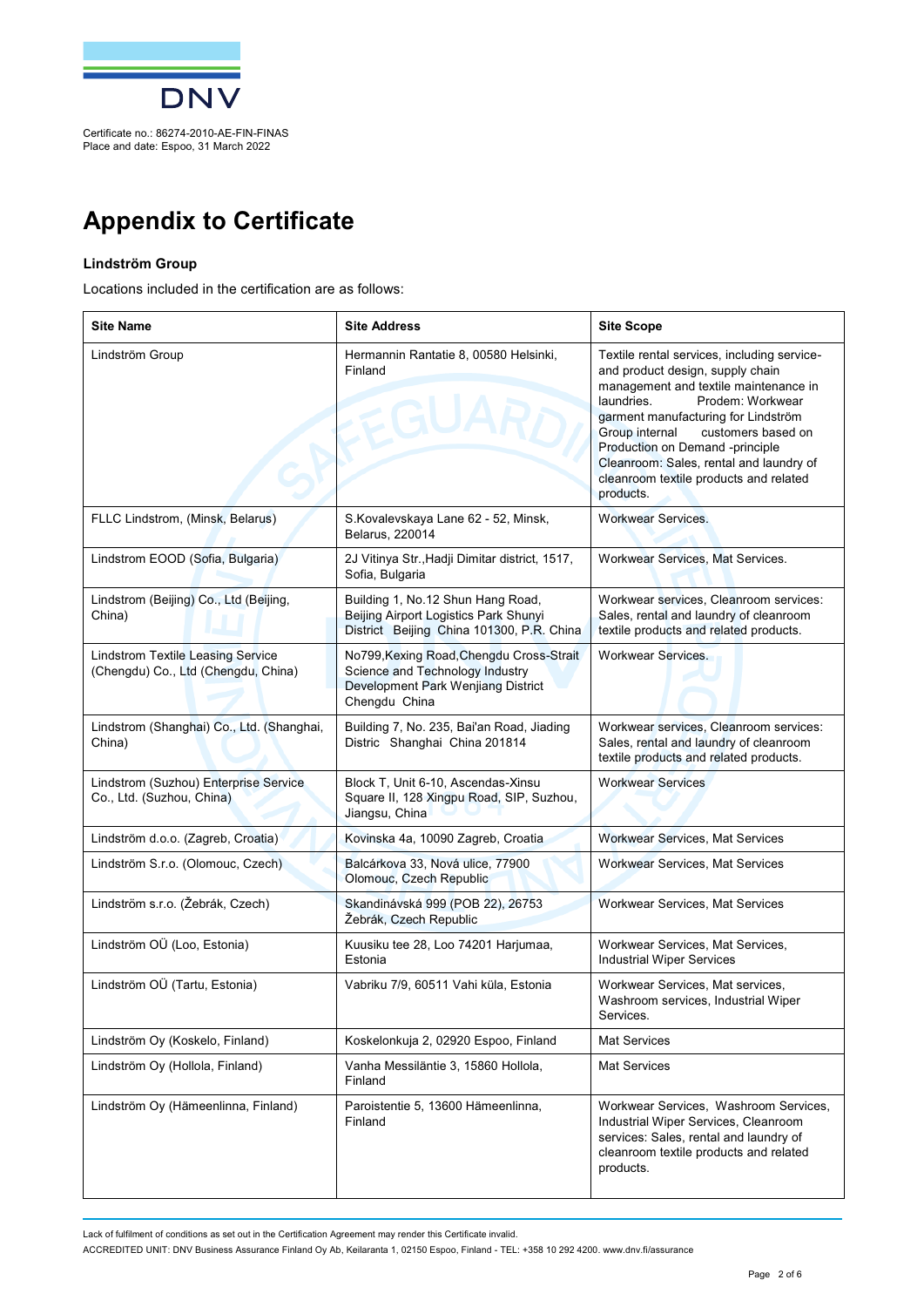Certificate no.: 86274-2010-AE-FIN-FINAS
Place and date: Espoo, 31 March 2022

# Appendix to Certificate

**Lindström Group**

Locations included in the certification are as follows:

| Site Name | Site Address | Site Scope |
|---|---|---|
| Lindström Group | Hermannin Rantatie 8, 00580 Helsinki, Finland | Textile rental services, including service- and product design, supply chain management and textile maintenance in laundries. Prodem: Workwear garment manufacturing for Lindström Group internal customers based on Production on Demand -principle Cleanroom: Sales, rental and laundry of cleanroom textile products and related products. |
| FLLC Lindstrom, (Minsk, Belarus) | S.Kovalevskaya Lane 62 - 52, Minsk, Belarus, 220014 | Workwear Services. |
| Lindstrom EOOD (Sofia, Bulgaria) | 2J Vitinya Str.,Hadji Dimitar district, 1517, Sofia, Bulgaria | Workwear Services, Mat Services. |
| Lindstrom (Beijing) Co., Ltd (Beijing, China) | Building 1, No.12 Shun Hang Road, Beijing Airport Logistics Park Shunyi District Beijing China 101300, P.R. China | Workwear services, Cleanroom services: Sales, rental and laundry of cleanroom textile products and related products. |
| Lindstrom Textile Leasing Service (Chengdu) Co., Ltd (Chengdu, China) | No799,Kexing Road,Chengdu Cross-Strait Science and Technology Industry Development Park Wenjiang District Chengdu China | Workwear Services. |
| Lindstrom (Shanghai) Co., Ltd. (Shanghai, China) | Building 7, No. 235, Bai'an Road, Jiading Distric Shanghai China 201814 | Workwear services, Cleanroom services: Sales, rental and laundry of cleanroom textile products and related products. |
| Lindstrom (Suzhou) Enterprise Service Co., Ltd. (Suzhou, China) | Block T, Unit 6-10, Ascendas-Xinsu Square II, 128 Xingpu Road, SIP, Suzhou, Jiangsu, China | Workwear Services |
| Lindström d.o.o. (Zagreb, Croatia) | Kovinska 4a, 10090 Zagreb, Croatia | Workwear Services, Mat Services |
| Lindström S.r.o. (Olomouc, Czech) | Balcárkova 33, Nová ulice, 77900 Olomouc, Czech Republic | Workwear Services, Mat Services |
| Lindström s.r.o. (Žebrák, Czech) | Skandinávská 999 (POB 22), 26753 Žebrák, Czech Republic | Workwear Services, Mat Services |
| Lindström OÜ (Loo, Estonia) | Kuusiku tee 28, Loo 74201 Harjumaa, Estonia | Workwear Services, Mat Services, Industrial Wiper Services |
| Lindström OÜ (Tartu, Estonia) | Vabriku 7/9, 60511 Vahi küla, Estonia | Workwear Services, Mat services, Washroom services, Industrial Wiper Services. |
| Lindström Oy (Koskelo, Finland) | Koskelonkuja 2, 02920 Espoo, Finland | Mat Services |
| Lindström Oy (Hollola, Finland) | Vanha Messiläntie 3, 15860 Hollola, Finland | Mat Services |
| Lindström Oy (Hämeenlinna, Finland) | Paroistentie 5, 13600 Hämeenlinna, Finland | Workwear Services, Washroom Services, Industrial Wiper Services, Cleanroom services: Sales, rental and laundry of cleanroom textile products and related products. |

Lack of fulfilment of conditions as set out in the Certification Agreement may render this Certificate invalid.

ACCREDITED UNIT: DNV Business Assurance Finland Oy Ab, Keilaranta 1, 02150 Espoo, Finland - TEL: +358 10 292 4200. www.dnv.fi/assurance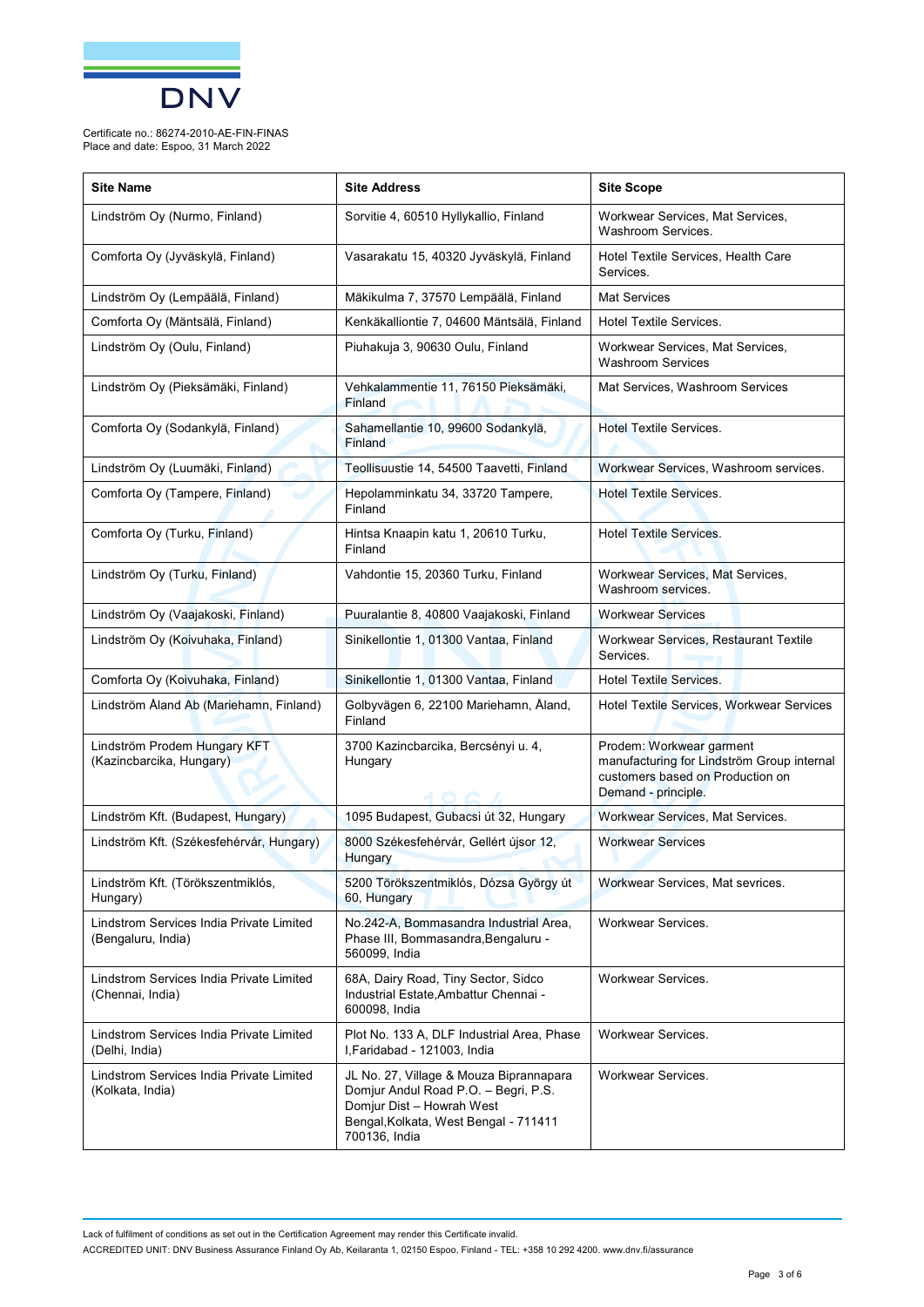Certificate no.: 86274-2010-AE-FIN-FINAS
Place and date: Espoo, 31 March 2022

| Site Name | Site Address | Site Scope |
|---|---|---|
| Lindström Oy (Nurmo, Finland) | Sorvitie 4, 60510 Hyllykallio, Finland | Workwear Services, Mat Services, Washroom Services. |
| Comforta Oy (Jyväskylä, Finland) | Vasarakatu 15, 40320 Jyväskylä, Finland | Hotel Textile Services, Health Care Services. |
| Lindström Oy (Lempäälä, Finland) | Mäkikulma 7, 37570 Lempäälä, Finland | Mat Services |
| Comforta Oy (Mäntsälä, Finland) | Kenkäkalliontie 7, 04600 Mäntsälä, Finland | Hotel Textile Services. |
| Lindström Oy (Oulu, Finland) | Piuhakuja 3, 90630 Oulu, Finland | Workwear Services, Mat Services, Washroom Services |
| Lindström Oy (Pieksämäki, Finland) | Vehkalammentie 11, 76150 Pieksämäki, Finland | Mat Services, Washroom Services |
| Comforta Oy (Sodankylä, Finland) | Sahamellantie 10, 99600 Sodankylä, Finland | Hotel Textile Services. |
| Lindström Oy (Luumäki, Finland) | Teollisuustie 14, 54500 Taavetti, Finland | Workwear Services, Washroom services. |
| Comforta Oy (Tampere, Finland) | Hepolamminkatu 34, 33720 Tampere, Finland | Hotel Textile Services. |
| Comforta Oy (Turku, Finland) | Hintsa Knaapin katu 1, 20610 Turku, Finland | Hotel Textile Services. |
| Lindström Oy (Turku, Finland) | Vahdontie 15, 20360 Turku, Finland | Workwear Services, Mat Services, Washroom services. |
| Lindström Oy (Vaajakoski, Finland) | Puuralantie 8, 40800 Vaajakoski, Finland | Workwear Services |
| Lindström Oy (Koivuhaka, Finland) | Sinikellontie 1, 01300 Vantaa, Finland | Workwear Services, Restaurant Textile Services. |
| Comforta Oy (Koivuhaka, Finland) | Sinikellontie 1, 01300 Vantaa, Finland | Hotel Textile Services. |
| Lindström Åland Ab (Mariehamn, Finland) | Golbyvägen 6, 22100 Mariehamn, Åland, Finland | Hotel Textile Services, Workwear Services |
| Lindström Prodem Hungary KFT (Kazincbarcika, Hungary) | 3700 Kazincbarcika, Bercsényi u. 4, Hungary | Prodem: Workwear garment manufacturing for Lindström Group internal customers based on Production on Demand - principle. |
| Lindström Kft. (Budapest, Hungary) | 1095 Budapest, Gubacsi út 32, Hungary | Workwear Services, Mat Services. |
| Lindström Kft. (Székesfehérvár, Hungary) | 8000 Székesfehérvár, Gellért újsor 12, Hungary | Workwear Services |
| Lindström Kft. (Törökszentmiklós, Hungary) | 5200 Törökszentmiklós, Dózsa György út 60, Hungary | Workwear Services, Mat sevrices. |
| Lindstrom Services India Private Limited (Bengaluru, India) | No.242-A, Bommasandra Industrial Area, Phase III, Bommasandra,Bengaluru - 560099, India | Workwear Services. |
| Lindstrom Services India Private Limited (Chennai, India) | 68A, Dairy Road, Tiny Sector, Sidco Industrial Estate,Ambattur Chennai - 600098, India | Workwear Services. |
| Lindstrom Services India Private Limited (Delhi, India) | Plot No. 133 A, DLF Industrial Area, Phase I,Faridabad - 121003, India | Workwear Services. |
| Lindstrom Services India Private Limited (Kolkata, India) | JL No. 27, Village & Mouza Biprannapara Domjur Andul Road P.O. – Begri, P.S. Domjur Dist – Howrah West Bengal,Kolkata, West Bengal - 711411 700136, India | Workwear Services. |

Lack of fulfilment of conditions as set out in the Certification Agreement may render this Certificate invalid.

ACCREDITED UNIT: DNV Business Assurance Finland Oy Ab, Keilaranta 1, 02150 Espoo, Finland - TEL: +358 10 292 4200. www.dnv.fi/assurance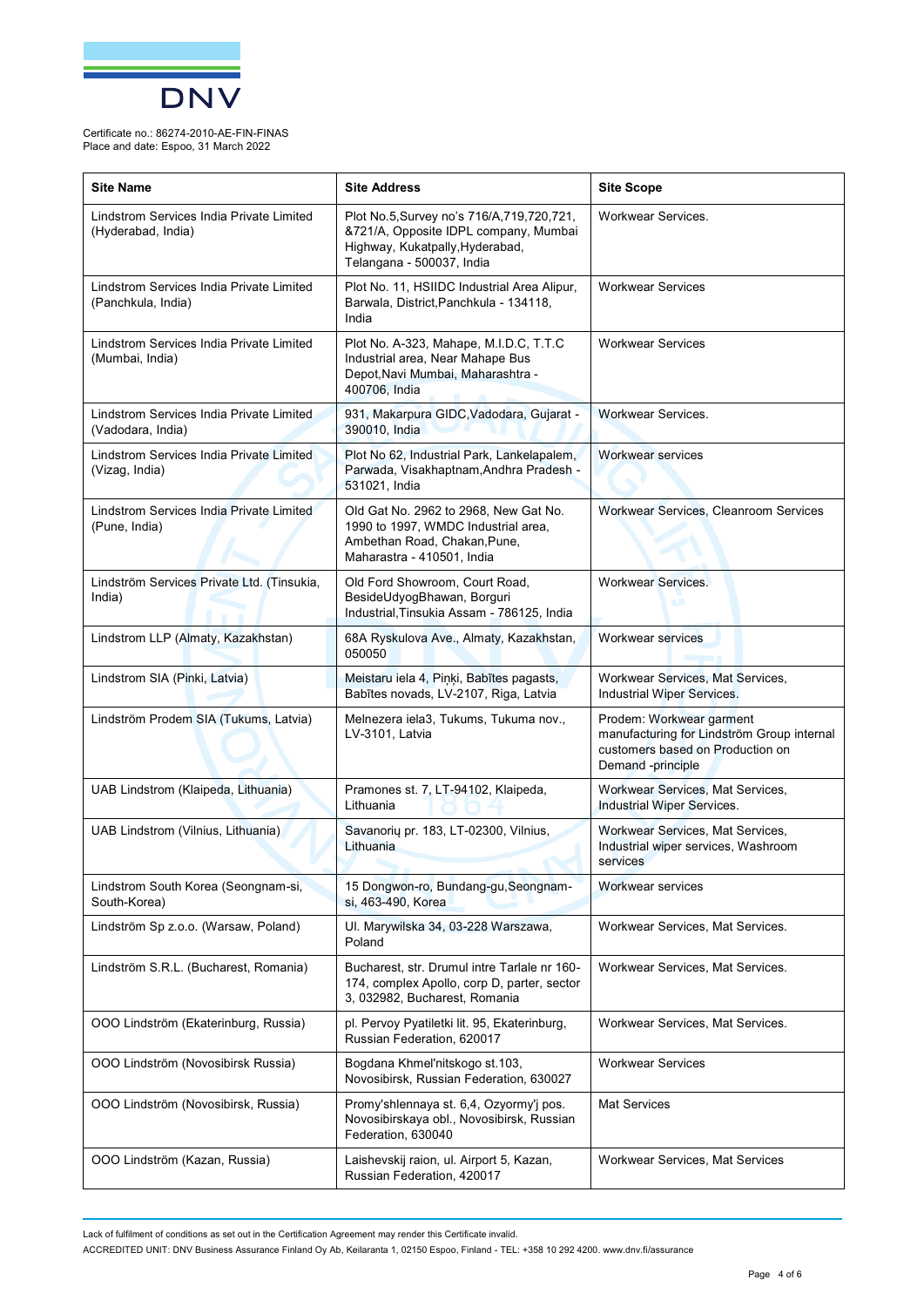Certificate no.: 86274-2010-AE-FIN-FINAS
Place and date: Espoo, 31 March 2022

| Site Name | Site Address | Site Scope |
| --- | --- | --- |
| Lindstrom Services India Private Limited (Hyderabad, India) | Plot No.5,Survey no's 716/A,719,720,721, &721/A, Opposite IDPL company, Mumbai Highway, Kukatpally,Hyderabad, Telangana - 500037, India | Workwear Services. |
| Lindstrom Services India Private Limited (Panchkula, India) | Plot No. 11, HSIIDC Industrial Area Alipur, Barwala, District,Panchkula - 134118, India | Workwear Services |
| Lindstrom Services India Private Limited (Mumbai, India) | Plot No. A-323, Mahape, M.I.D.C, T.T.C Industrial area, Near Mahape Bus Depot,Navi Mumbai, Maharashtra - 400706, India | Workwear Services |
| Lindstrom Services India Private Limited (Vadodara, India) | 931, Makarpura GIDC,Vadodara, Gujarat - 390010, India | Workwear Services. |
| Lindstrom Services India Private Limited (Vizag, India) | Plot No 62, Industrial Park, Lankelapalem, Parwada, Visakhaptnam,Andhra Pradesh - 531021, India | Workwear services |
| Lindstrom Services India Private Limited (Pune, India) | Old Gat No. 2962 to 2968, New Gat No. 1990 to 1997, WMDC Industrial area, Ambethan Road, Chakan,Pune, Maharastra - 410501, India | Workwear Services, Cleanroom Services |
| Lindström Services Private Ltd. (Tinsukia, India) | Old Ford Showroom, Court Road, BesideUdyogBhawan, Borguri Industrial,Tinsukia Assam - 786125, India | Workwear Services. |
| Lindstrom LLP (Almaty, Kazakhstan) | 68A Ryskulova Ave., Almaty, Kazakhstan, 050050 | Workwear services |
| Lindstrom SIA (Pinki, Latvia) | Meistaru iela 4, Piņķi, Babītes pagasts, Babītes novads, LV-2107, Riga, Latvia | Workwear Services, Mat Services, Industrial Wiper Services. |
| Lindström Prodem SIA (Tukums, Latvia) | Melnezera iela3, Tukums, Tukuma nov., LV-3101, Latvia | Prodem: Workwear garment manufacturing for Lindström Group internal customers based on Production on Demand -principle |
| UAB Lindstrom (Klaipeda, Lithuania) | Pramones st. 7, LT-94102, Klaipeda, Lithuania | Workwear Services, Mat Services, Industrial Wiper Services. |
| UAB Lindstrom (Vilnius, Lithuania) | Savanorių pr. 183, LT-02300, Vilnius, Lithuania | Workwear Services, Mat Services, Industrial wiper services, Washroom services |
| Lindstrom South Korea (Seongnam-si, South-Korea) | 15 Dongwon-ro, Bundang-gu,Seongnam-si, 463-490, Korea | Workwear services |
| Lindström Sp z.o.o. (Warsaw, Poland) | Ul. Marywilska 34, 03-228 Warszawa, Poland | Workwear Services, Mat Services. |
| Lindström S.R.L. (Bucharest, Romania) | Bucharest, str. Drumul intre Tarlale nr 160-174, complex Apollo, corp D, parter, sector 3, 032982, Bucharest, Romania | Workwear Services, Mat Services. |
| OOO Lindström (Ekaterinburg, Russia) | pl. Pervoy Pyatiletki lit. 95, Ekaterinburg, Russian Federation, 620017 | Workwear Services, Mat Services. |
| OOO Lindström (Novosibirsk Russia) | Bogdana Khmel'nitskogo st.103, Novosibirsk, Russian Federation, 630027 | Workwear Services |
| OOO Lindström (Novosibirsk, Russia) | Promy'shlennaya st. 6,4, Ozyormy'j pos. Novosibirskaya obl., Novosibirsk, Russian Federation, 630040 | Mat Services |
| OOO Lindström (Kazan, Russia) | Laishevskij raion, ul. Airport 5, Kazan, Russian Federation, 420017 | Workwear Services, Mat Services |

Lack of fulfilment of conditions as set out in the Certification Agreement may render this Certificate invalid.

ACCREDITED UNIT: DNV Business Assurance Finland Oy Ab, Keilaranta 1, 02150 Espoo, Finland - TEL: +358 10 292 4200. www.dnv.fi/assurance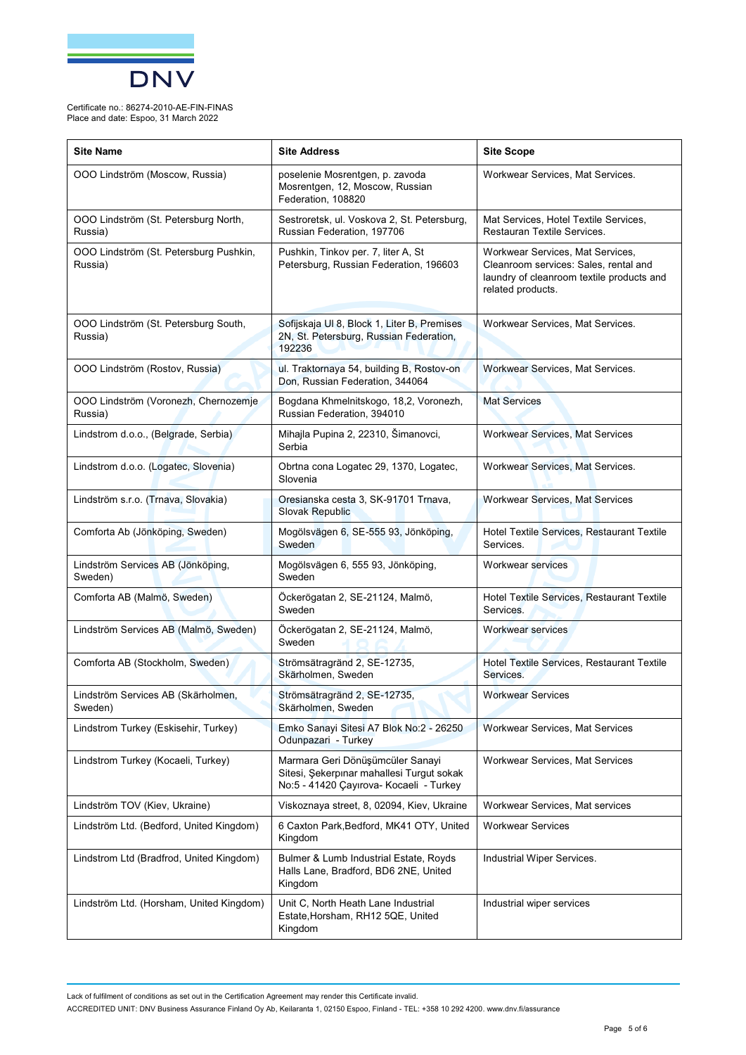Certificate no.: 86274-2010-AE-FIN-FINAS
Place and date: Espoo, 31 March 2022

| Site Name | Site Address | Site Scope |
|---|---|---|
| OOO Lindström (Moscow, Russia) | poselenie Mosrentgen, p. zavoda Mosrentgen, 12, Moscow, Russian Federation, 108820 | Workwear Services, Mat Services. |
| OOO Lindström (St. Petersburg North, Russia) | Sestroretsk, ul. Voskova 2, St. Petersburg, Russian Federation, 197706 | Mat Services, Hotel Textile Services, Restauran Textile Services. |
| OOO Lindström (St. Petersburg Pushkin, Russia) | Pushkin, Tinkov per. 7, liter A, St Petersburg, Russian Federation, 196603 | Workwear Services, Mat Services, Cleanroom services: Sales, rental and laundry of cleanroom textile products and related products. |
| OOO Lindström (St. Petersburg South, Russia) | Sofijskaja Ul 8, Block 1, Liter B, Premises 2N, St. Petersburg, Russian Federation, 192236 | Workwear Services, Mat Services. |
| OOO Lindström (Rostov, Russia) | ul. Traktornaya 54, building B, Rostov-on Don, Russian Federation, 344064 | Workwear Services, Mat Services. |
| OOO Lindström (Voronezh, Chernozemje Russia) | Bogdana Khmelnitskogo, 18,2, Voronezh, Russian Federation, 394010 | Mat Services |
| Lindstrom d.o.o., (Belgrade, Serbia) | Mihajla Pupina 2, 22310, Šimanovci, Serbia | Workwear Services, Mat Services |
| Lindstrom d.o.o. (Logatec, Slovenia) | Obrtna cona Logatec 29, 1370, Logatec, Slovenia | Workwear Services, Mat Services. |
| Lindström s.r.o. (Trnava, Slovakia) | Oresianska cesta 3, SK-91701 Trnava, Slovak Republic | Workwear Services, Mat Services |
| Comforta Ab (Jönköping, Sweden) | Mogölsvägen 6, SE-555 93, Jönköping, Sweden | Hotel Textile Services, Restaurant Textile Services. |
| Lindström Services AB (Jönköping, Sweden) | Mogölsvägen 6, 555 93, Jönköping, Sweden | Workwear services |
| Comforta AB (Malmö, Sweden) | Öckerögatan 2, SE-21124, Malmö, Sweden | Hotel Textile Services, Restaurant Textile Services. |
| Lindström Services AB (Malmö, Sweden) | Öckerögatan 2, SE-21124, Malmö, Sweden | Workwear services |
| Comforta AB (Stockholm, Sweden) | Strömsätragränd 2, SE-12735, Skärholmen, Sweden | Hotel Textile Services, Restaurant Textile Services. |
| Lindström Services AB (Skärholmen, Sweden) | Strömsätragränd 2, SE-12735, Skärholmen, Sweden | Workwear Services |
| Lindstrom Turkey (Eskisehir, Turkey) | Emko Sanayi Sitesi A7 Blok No:2 - 26250 Odunpazari - Turkey | Workwear Services, Mat Services |
| Lindstrom Turkey (Kocaeli, Turkey) | Marmara Geri Dönüşümcüler Sanayi Sitesi, Şekerpınar mahallesi Turgut sokak No:5 - 41420 Çayırova- Kocaeli - Turkey | Workwear Services, Mat Services |
| Lindström TOV (Kiev, Ukraine) | Viskoznaya street, 8, 02094, Kiev, Ukraine | Workwear Services, Mat services |
| Lindström Ltd. (Bedford, United Kingdom) | 6 Caxton Park,Bedford, MK41 OTY, United Kingdom | Workwear Services |
| Lindstrom Ltd (Bradfrod, United Kingdom) | Bulmer & Lumb Industrial Estate, Royds Halls Lane, Bradford, BD6 2NE, United Kingdom | Industrial Wiper Services. |
| Lindström Ltd. (Horsham, United Kingdom) | Unit C, North Heath Lane Industrial Estate,Horsham, RH12 5QE, United Kingdom | Industrial wiper services |

Lack of fulfilment of conditions as set out in the Certification Agreement may render this Certificate invalid.
ACCREDITED UNIT: DNV Business Assurance Finland Oy Ab, Keilaranta 1, 02150 Espoo, Finland - TEL: +358 10 292 4200. www.dnv.fi/assurance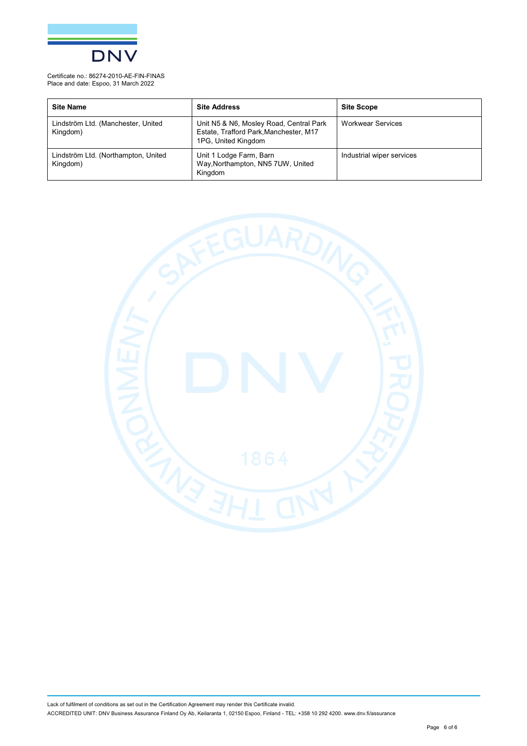Certificate no.: 86274-2010-AE-FIN-FINAS
Place and date: Espoo, 31 March 2022

| Site Name | Site Address | Site Scope |
|---|---|---|
| Lindström Ltd. (Manchester, United Kingdom) | Unit N5 & N6, Mosley Road, Central Park Estate, Trafford Park,Manchester, M17 1PG, United Kingdom | Workwear Services |
| Lindström Ltd. (Northampton, United Kingdom) | Unit 1 Lodge Farm, Barn Way,Northampton, NN5 7UW, United Kingdom | Industrial wiper services |

Lack of fulfilment of conditions as set out in the Certification Agreement may render this Certificate invalid.

ACCREDITED UNIT: DNV Business Assurance Finland Oy Ab, Keilaranta 1, 02150 Espoo, Finland - TEL: +358 10 292 4200. www.dnv.fi/assurance